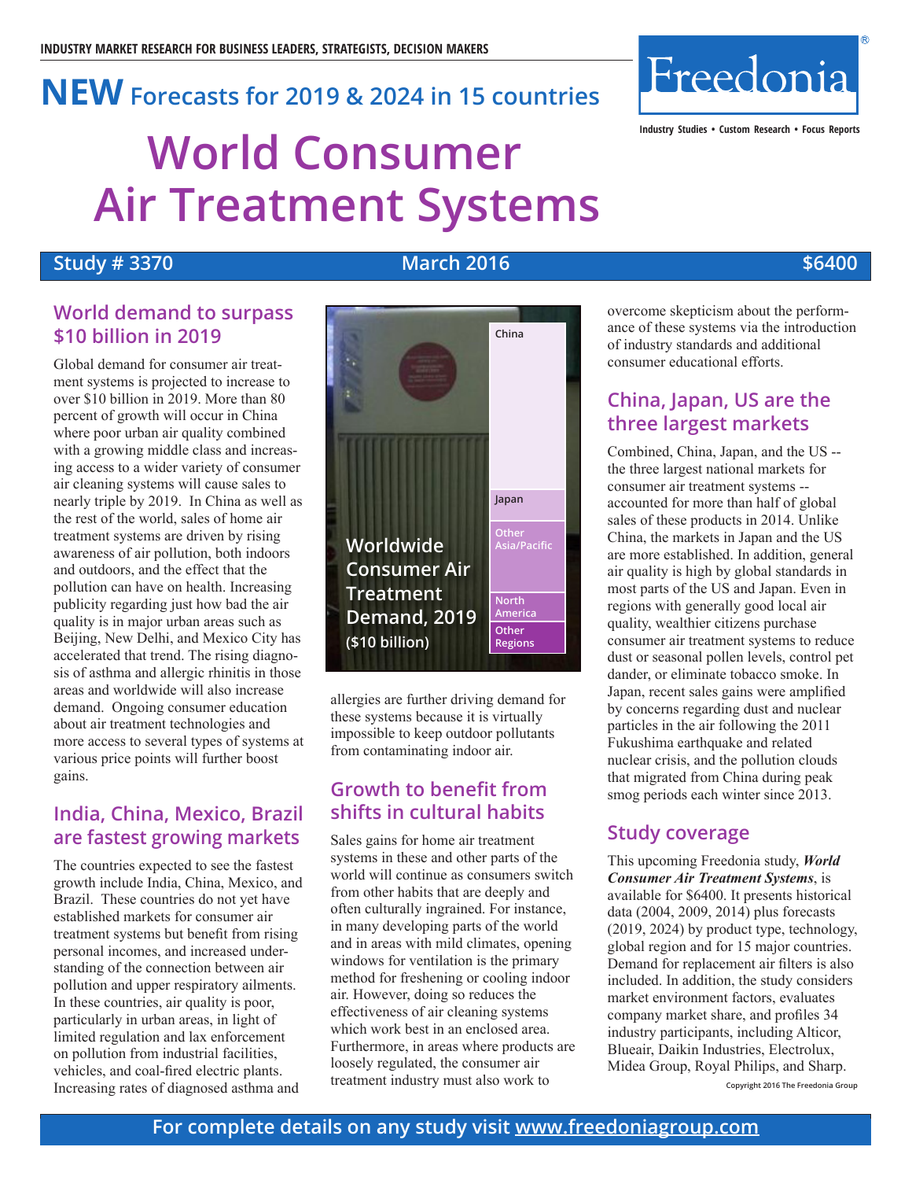INDUSTRY MARKET RESEARCH FOR BUSINESS LEADERS, STRATEGISTS, DECISION MAKERS

**NEW** Forecasts for 2019 & 2024 in 15 countries

# World Consumer Air Treatment Systems

Freedonia®

Industry Studies • Custom Research • Focus Reports

**Study # 3370** | **March 2016** | **$6400**

## World demand to surpass $10 billion in 2019

Global demand for consumer air treatment systems is projected to increase to over $10 billion in 2019. More than 80 percent of growth will occur in China where poor urban air quality combined with a growing middle class and increasing access to a wider variety of consumer air cleaning systems will cause sales to nearly triple by 2019. In China as well as the rest of the world, sales of home air treatment systems are driven by rising awareness of air pollution, both indoors and outdoors, and the effect that the pollution can have on health. Increasing publicity regarding just how bad the air quality is in major urban areas such as Beijing, New Delhi, and Mexico City has accelerated that trend. The rising diagnosis of asthma and allergic rhinitis in those areas and worldwide will also increase demand. Ongoing consumer education about air treatment technologies and more access to several types of systems at various price points will further boost gains.

**Worldwide Consumer Air Treatment Demand, 2019 ($10 billion)**

- China
- Japan
- Other Asia/Pacific
- North America
- Other Regions

## India, China, Mexico, Brazil are fastest growing markets

The countries expected to see the fastest growth include India, China, Mexico, and Brazil. These countries do not yet have established markets for consumer air treatment systems but benefit from rising personal incomes, and increased understanding of the connection between air pollution and upper respiratory ailments. In these countries, air quality is poor, particularly in urban areas, in light of limited regulation and lax enforcement on pollution from industrial facilities, vehicles, and coal-fired electric plants. Increasing rates of diagnosed asthma and allergies are further driving demand for these systems because it is virtually impossible to keep outdoor pollutants from contaminating indoor air.

## Growth to benefit from shifts in cultural habits

Sales gains for home air treatment systems in these and other parts of the world will continue as consumers switch from other habits that are deeply and often culturally ingrained. For instance, in many developing parts of the world and in areas with mild climates, opening windows for ventilation is the primary method for freshening or cooling indoor air. However, doing so reduces the effectiveness of air cleaning systems which work best in an enclosed area. Furthermore, in areas where products are loosely regulated, the consumer air treatment industry must also work to overcome skepticism about the performance of these systems via the introduction of industry standards and additional consumer educational efforts.

## China, Japan, US are the three largest markets

Combined, China, Japan, and the US -- the three largest national markets for consumer air treatment systems -- accounted for more than half of global sales of these products in 2014. Unlike China, the markets in Japan and the US are more established. In addition, general air quality is high by global standards in most parts of the US and Japan. Even in regions with generally good local air quality, wealthier citizens purchase consumer air treatment systems to reduce dust or seasonal pollen levels, control pet dander, or eliminate tobacco smoke. In Japan, recent sales gains were amplified by concerns regarding dust and nuclear particles in the air following the 2011 Fukushima earthquake and related nuclear crisis, and the pollution clouds that migrated from China during peak smog periods each winter since 2013.

## Study coverage

This upcoming Freedonia study, ***World Consumer Air Treatment Systems***, is available for $6400. It presents historical data (2004, 2009, 2014) plus forecasts (2019, 2024) by product type, technology, global region and for 15 major countries. Demand for replacement air filters is also included. In addition, the study considers market environment factors, evaluates company market share, and profiles 34 industry participants, including Alticor, Blueair, Daikin Industries, Electrolux, Midea Group, Royal Philips, and Sharp.

Copyright 2016 The Freedonia Group

**For complete details on any study visit www.freedoniagroup.com**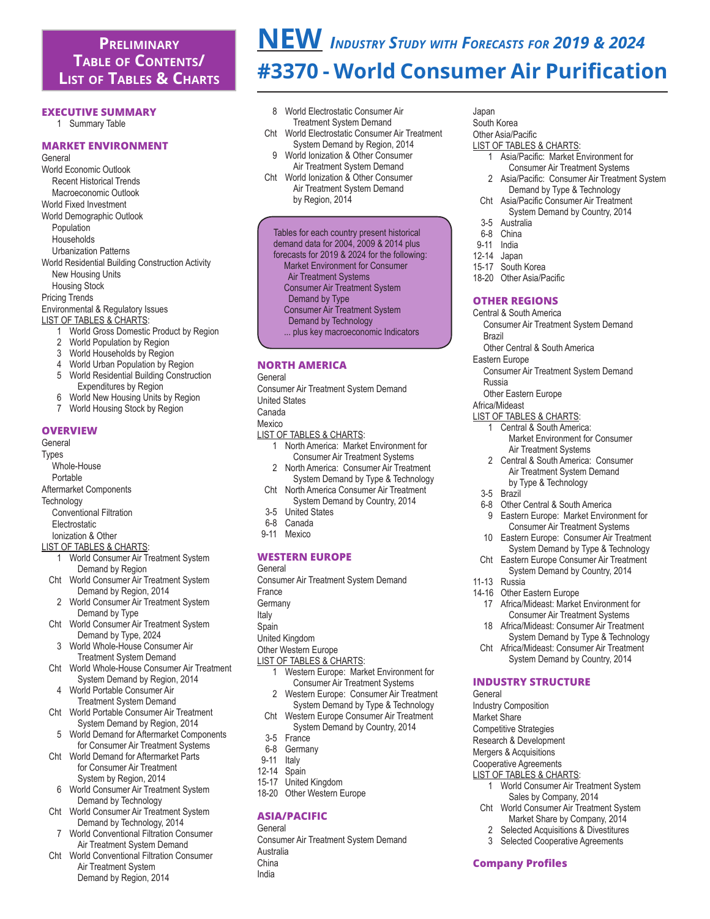# NEW *Industry Study with Forecasts for 2019 & 2024*

# #3370 - World Consumer Air Purification

## Preliminary Table of Contents/ List of Tables & Charts

### EXECUTIVE SUMMARY

1 Summary Table

### MARKET ENVIRONMENT

General
World Economic Outlook
- Recent Historical Trends
- Macroeconomic Outlook

World Fixed Investment
World Demographic Outlook
- Population
- Households
- Urbanization Patterns

World Residential Building Construction Activity
- New Housing Units
- Housing Stock

Pricing Trends
Environmental & Regulatory Issues

LIST OF TABLES & CHARTS:
- 1 World Gross Domestic Product by Region
- 2 World Population by Region
- 3 World Households by Region
- 4 World Urban Population by Region
- 5 World Residential Building Construction Expenditures by Region
- 6 World New Housing Units by Region
- 7 World Housing Stock by Region

### OVERVIEW

General
Types
- Whole-House
- Portable

Aftermarket Components
Technology
- Conventional Filtration
- Electrostatic
- Ionization & Other

LIST OF TABLES & CHARTS:
- 1 World Consumer Air Treatment System Demand by Region
- Cht World Consumer Air Treatment System Demand by Region, 2014
- 2 World Consumer Air Treatment System Demand by Type
- Cht World Consumer Air Treatment System Demand by Type, 2024
- 3 World Whole-House Consumer Air Treatment System Demand
- Cht World Whole-House Consumer Air Treatment System Demand by Region, 2014
- 4 World Portable Consumer Air Treatment System Demand
- Cht World Portable Consumer Air Treatment System Demand by Region, 2014
- 5 World Demand for Aftermarket Components for Consumer Air Treatment Systems
- Cht World Demand for Aftermarket Parts for Consumer Air Treatment System by Region, 2014
- 6 World Consumer Air Treatment System Demand by Technology
- Cht World Consumer Air Treatment System Demand by Technology, 2014
- 7 World Conventional Filtration Consumer Air Treatment System Demand
- Cht World Conventional Filtration Consumer Air Treatment System Demand by Region, 2014
- 8 World Electrostatic Consumer Air Treatment System Demand
- Cht World Electrostatic Consumer Air Treatment System Demand by Region, 2014
- 9 World Ionization & Other Consumer Air Treatment System Demand
- Cht World Ionization & Other Consumer Air Treatment System Demand by Region, 2014

Tables for each country present historical demand data for 2004, 2009 & 2014 plus forecasts for 2019 & 2024 for the following:
- Market Environment for Consumer Air Treatment Systems
- Consumer Air Treatment System Demand by Type
- Consumer Air Treatment System Demand by Technology
- ... plus key macroeconomic Indicators

### NORTH AMERICA

General
Consumer Air Treatment System Demand
United States
Canada
Mexico

LIST OF TABLES & CHARTS:
- 1 North America: Market Environment for Consumer Air Treatment Systems
- 2 North America: Consumer Air Treatment System Demand by Type & Technology
- Cht North America Consumer Air Treatment System Demand by Country, 2014
- 3-5 United States
- 6-8 Canada
- 9-11 Mexico

### WESTERN EUROPE

General
Consumer Air Treatment System Demand
France
Germany
Italy
Spain
United Kingdom
Other Western Europe

LIST OF TABLES & CHARTS:
- 1 Western Europe: Market Environment for Consumer Air Treatment Systems
- 2 Western Europe: Consumer Air Treatment System Demand by Type & Technology
- Cht Western Europe Consumer Air Treatment System Demand by Country, 2014
- 3-5 France
- 6-8 Germany
- 9-11 Italy
- 12-14 Spain
- 15-17 United Kingdom
- 18-20 Other Western Europe

### ASIA/PACIFIC

General
Consumer Air Treatment System Demand
Australia
China
India
Japan
South Korea
Other Asia/Pacific

LIST OF TABLES & CHARTS:
- 1 Asia/Pacific: Market Environment for Consumer Air Treatment Systems
- 2 Asia/Pacific: Consumer Air Treatment System Demand by Type & Technology
- Cht Asia/Pacific Consumer Air Treatment System Demand by Country, 2014
- 3-5 Australia
- 6-8 China
- 9-11 India
- 12-14 Japan
- 15-17 South Korea
- 18-20 Other Asia/Pacific

### OTHER REGIONS

Central & South America
- Consumer Air Treatment System Demand
- Brazil
- Other Central & South America

Eastern Europe
- Consumer Air Treatment System Demand
- Russia
- Other Eastern Europe

Africa/Mideast

LIST OF TABLES & CHARTS:
- 1 Central & South America: Market Environment for Consumer Air Treatment Systems
- 2 Central & South America: Consumer Air Treatment System Demand by Type & Technology
- 3-5 Brazil
- 6-8 Other Central & South America
- 9 Eastern Europe: Market Environment for Consumer Air Treatment Systems
- 10 Eastern Europe: Consumer Air Treatment System Demand by Type & Technology
- Cht Eastern Europe Consumer Air Treatment System Demand by Country, 2014
- 11-13 Russia
- 14-16 Other Eastern Europe
- 17 Africa/Mideast: Market Environment for Consumer Air Treatment Systems
- 18 Africa/Mideast: Consumer Air Treatment System Demand by Type & Technology
- Cht Africa/Mideast: Consumer Air Treatment System Demand by Country, 2014

### INDUSTRY STRUCTURE

General
Industry Composition
Market Share
Competitive Strategies
Research & Development
Mergers & Acquisitions
Cooperative Agreements

LIST OF TABLES & CHARTS:
- 1 World Consumer Air Treatment System Sales by Company, 2014
- Cht World Consumer Air Treatment System Market Share by Company, 2014
- 2 Selected Acquisitions & Divestitures
- 3 Selected Cooperative Agreements

### Company Profiles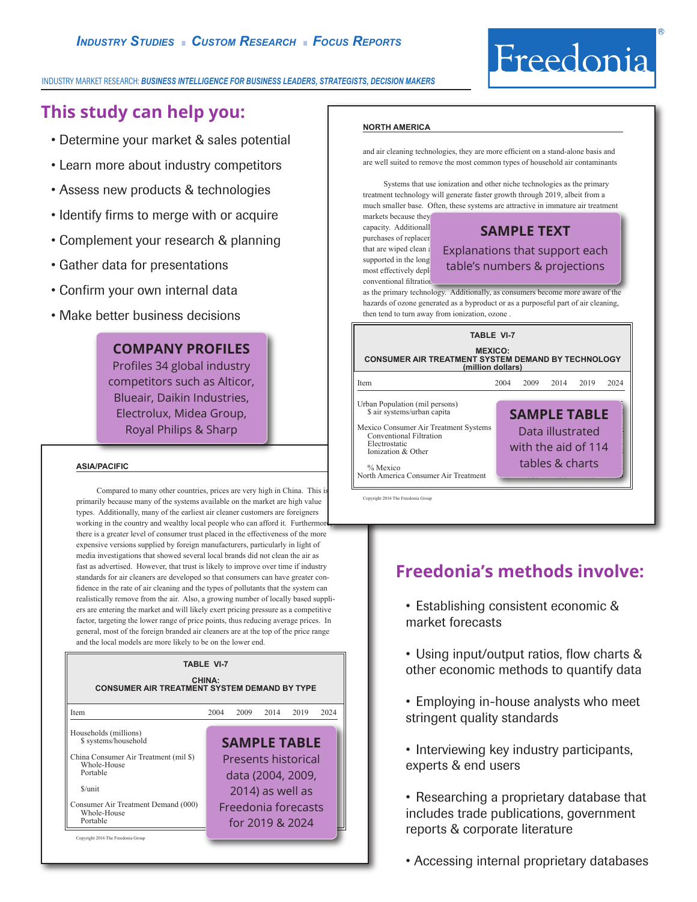*INDUSTRY STUDIES ▪ CUSTOM RESEARCH ▪ FOCUS REPORTS*

INDUSTRY MARKET RESEARCH: ***BUSINESS INTELLIGENCE FOR BUSINESS LEADERS, STRATEGISTS, DECISION MAKERS***

Freedonia®

## This study can help you:

- Determine your market & sales potential
- Learn more about industry competitors
- Assess new products & technologies
- Identify firms to merge with or acquire
- Complement your research & planning
- Gather data for presentations
- Confirm your own internal data
- Make better business decisions

**COMPANY PROFILES**
Profiles 34 global industry competitors such as Alticor, Blueair, Daikin Industries, Electrolux, Midea Group, Royal Philips & Sharp

**NORTH AMERICA**

and air cleaning technologies, they are more efficient on a stand-alone basis and are well suited to remove the most common types of household air contaminants

Systems that use ionization and other niche technologies as the primary treatment technology will generate faster growth through 2019, albeit from a much smaller base. Often, these systems are attractive in immature air treatment markets because they ... capacity. Additionall... purchases of replacem... that are wiped clean ... supported in the long... most effectively depl... conventional filtration ... as the primary technology. Additionally, as consumers become more aware of the hazards of ozone generated as a byproduct or as a purposeful part of air cleaning, then tend to turn away from ionization, ozone .

**SAMPLE TEXT**
Explanations that support each table's numbers & projections

**TABLE VI-7**

**MEXICO: CONSUMER AIR TREATMENT SYSTEM DEMAND BY TECHNOLOGY (million dollars)**

| Item | 2004 | 2009 | 2014 | 2019 | 2024 |
|---|---|---|---|---|---|
| Urban Population (mil persons) | | | | | |
| $ air systems/urban capita | | | | | |
| Mexico Consumer Air Treatment Systems | | | | | |
| Conventional Filtration | | | | | |
| Electrostatic | | | | | |
| Ionization & Other | | | | | |
| % Mexico | | | | | |
| North America Consumer Air Treatment | | | | | |

**SAMPLE TABLE**
Data illustrated with the aid of 114 tables & charts

Copyright 2016 The Freedonia Group

**ASIA/PACIFIC**

Compared to many other countries, prices are very high in China. This is primarily because many of the systems available on the market are high value types. Additionally, many of the earliest air cleaner customers are foreigners working in the country and wealthy local people who can afford it. Furthermore, there is a greater level of consumer trust placed in the effectiveness of the more expensive versions supplied by foreign manufacturers, particularly in light of media investigations that showed several local brands did not clean the air as fast as advertised. However, that trust is likely to improve over time if industry standards for air cleaners are developed so that consumers can have greater confidence in the rate of air cleaning and the types of pollutants that the system can realistically remove from the air. Also, a growing number of locally based suppliers are entering the market and will likely exert pricing pressure as a competitive factor, targeting the lower range of price points, thus reducing average prices. In general, most of the foreign branded air cleaners are at the top of the price range and the local models are more likely to be on the lower end.

**TABLE VI-7**

**CHINA: CONSUMER AIR TREATMENT SYSTEM DEMAND BY TYPE**

| Item | 2004 | 2009 | 2014 | 2019 | 2024 |
|---|---|---|---|---|---|
| Households (millions) | | | | | |
| $ systems/household | | | | | |
| China Consumer Air Treatment (mil $) | | | | | |
| Whole-House | | | | | |
| Portable | | | | | |
| $/unit | | | | | |
| Consumer Air Treatment Demand (000) | | | | | |
| Whole-House | | | | | |
| Portable | | | | | |

**SAMPLE TABLE**
Presents historical data (2004, 2009, 2014) as well as Freedonia forecasts for 2019 & 2024

Copyright 2016 The Freedonia Group

## Freedonia's methods involve:

- Establishing consistent economic & market forecasts
- Using input/output ratios, flow charts & other economic methods to quantify data
- Employing in-house analysts who meet stringent quality standards
- Interviewing key industry participants, experts & end users
- Researching a proprietary database that includes trade publications, government reports & corporate literature
- Accessing internal proprietary databases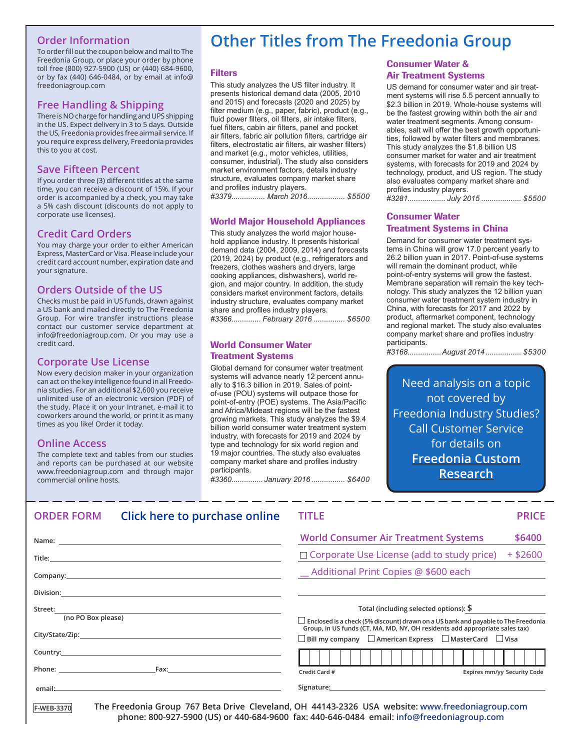## Order Information

To order fill out the coupon below and mail to The Freedonia Group, or place your order by phone toll free (800) 927-5900 (US) or (440) 684-9600, or by fax (440) 646-0484, or by email at info@freedoniagroup.com

## Free Handling & Shipping

There is NO charge for handling and UPS shipping in the US. Expect delivery in 3 to 5 days. Outside the US, Freedonia provides free airmail service. If you require express delivery, Freedonia provides this to you at cost.

## Save Fifteen Percent

If you order three (3) different titles at the same time, you can receive a discount of 15%. If your order is accompanied by a check, you may take a 5% cash discount (discounts do not apply to corporate use licenses).

## Credit Card Orders

You may charge your order to either American Express, MasterCard or Visa. Please include your credit card account number, expiration date and your signature.

## Orders Outside of the US

Checks must be paid in US funds, drawn against a US bank and mailed directly to The Freedonia Group. For wire transfer instructions please contact our customer service department at info@freedoniagroup.com. Or you may use a credit card.

## Corporate Use License

Now every decision maker in your organization can act on the key intelligence found in all Freedonia studies. For an additional $2,600 you receive unlimited use of an electronic version (PDF) of the study. Place it on your Intranet, e-mail it to coworkers around the world, or print it as many times as you like! Order it today.

## Online Access

The complete text and tables from our studies and reports can be purchased at our website www.freedoniagroup.com and through major commercial online hosts.

# Other Titles from The Freedonia Group

### Filters

This study analyzes the US filter industry. It presents historical demand data (2005, 2010 and 2015) and forecasts (2020 and 2025) by filter medium (e.g., paper, fabric), product (e.g., fluid power filters, oil filters, air intake filters, fuel filters, cabin air filters, panel and pocket air filters, fabric air pollution filters, cartridge air filters, electrostatic air filters, air washer filters) and market (e.g., motor vehicles, utilities, consumer, industrial). The study also considers market environment factors, details industry structure, evaluates company market share and profiles industry players.

*#3379................ March 2016................. $5500*

### World Major Household Appliances

This study analyzes the world major household appliance industry. It presents historical demand data (2004, 2009, 2014) and forecasts (2019, 2024) by product (e.g., refrigerators and freezers, clothes washers and dryers, large cooking appliances, dishwashers), world region, and major country. In addition, the study considers market environment factors, details industry structure, evaluates company market share and profiles industry players.

*#3366............. February 2016 .............. $6500*

### World Consumer Water Treatment Systems

Global demand for consumer water treatment systems will advance nearly 12 percent annually to $16.3 billion in 2019. Sales of point-of-use (POU) systems will outpace those for point-of-entry (POE) systems. The Asia/Pacific and Africa/Mideast regions will be the fastest growing markets. This study analyzes the $9.4 billion world consumer water treatment system industry, with forecasts for 2019 and 2024 by type and technology for six world region and 19 major countries. The study also evaluates company market share and profiles industry participants.

*#3360............... January 2016................ $6400*

### Consumer Water & Air Treatment Systems

US demand for consumer water and air treatment systems will rise 5.5 percent annually to $2.3 billion in 2019. Whole-house systems will be the fastest growing within both the air and water treatment segments. Among consumables, salt will offer the best growth opportunities, followed by water filters and membranes. This study analyzes the $1.8 billion US consumer market for water and air treatment systems, with forecasts for 2019 and 2024 by technology, product, and US region. The study also evaluates company market share and profiles industry players.

*#3281.................. July 2015 .................. $5500*

### Consumer Water Treatment Systems in China

Demand for consumer water treatment systems in China will grow 17.0 percent yearly to 26.2 billion yuan in 2017. Point-of-use systems will remain the dominant product, while point-of-entry systems will grow the fastest. Membrane separation will remain the key technology. This study analyzes the 12 billion yuan consumer water treatment system industry in China, with forecasts for 2017 and 2022 by product, aftermarket component, technology and regional market. The study also evaluates company market share and profiles industry participants.

*#3168................August 2014................. $5300*

Need analysis on a topic not covered by Freedonia Industry Studies? Call Customer Service for details on **Freedonia Custom Research**

## ORDER FORM — Click here to purchase online

Name: ______________________

Title: ______________________

Company: ______________________

Division: ______________________

Street: ______________________
(no PO Box please)

City/State/Zip: ______________________

Country: ______________________

Phone: ______________ Fax: ______________

email: ______________________

| TITLE | PRICE |
|---|---|
| World Consumer Air Treatment Systems | $6400 |
| ☐ Corporate Use License (add to study price) | + $2600 |
| __ Additional Print Copies @ $600 each | |

Total (including selected options): $

☐ Enclosed is a check (5% discount) drawn on a US bank and payable to The Freedonia Group, in US funds (CT, MA, MD, NY, OH residents add appropriate sales tax)

☐ Bill my company ☐ American Express ☐ MasterCard ☐ Visa

Credit Card # ______________ Expires mm/yy Security Code

Signature: ______________________

F-WEB-3370

The Freedonia Group 767 Beta Drive Cleveland, OH 44143-2326 USA website: www.freedoniagroup.com
phone: 800-927-5900 (US) or 440-684-9600 fax: 440-646-0484 email: info@freedoniagroup.com